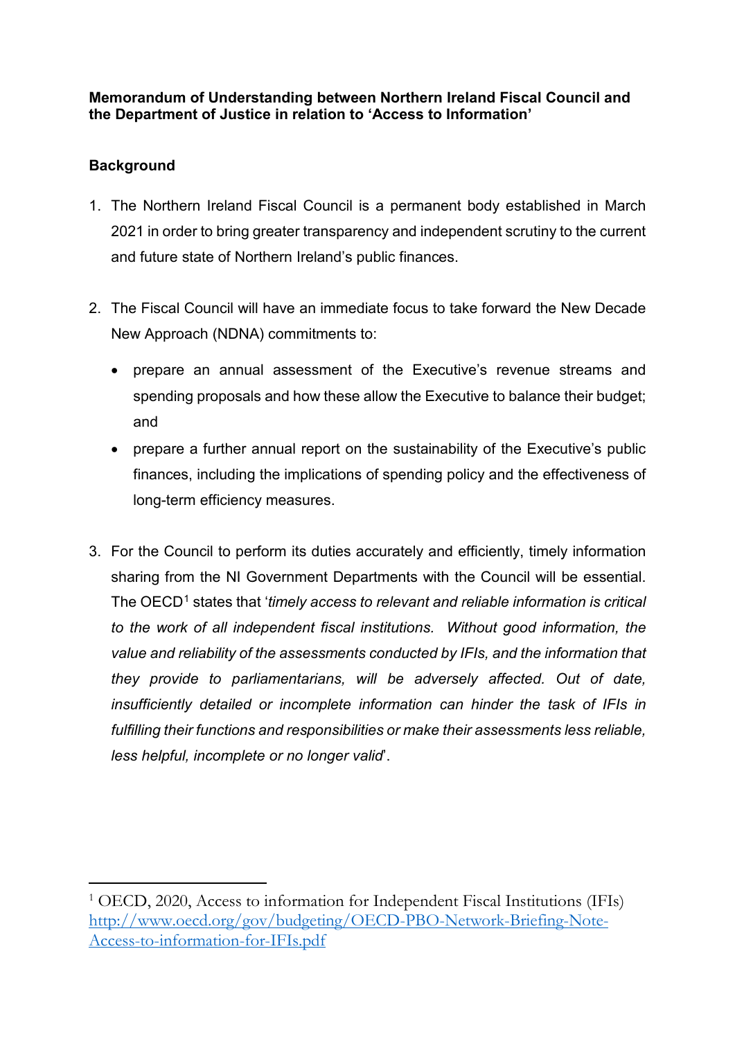**Memorandum of Understanding between Northern Ireland Fiscal Council and the Department of Justice in relation to 'Access to Information'**

**Background**

1. The Northern Ireland Fiscal Council is a permanent body established in March 2021 in order to bring greater transparency and independent scrutiny to the current and future state of Northern Ireland's public finances.

2. The Fiscal Council will have an immediate focus to take forward the New Decade New Approach (NDNA) commitments to:

   - prepare an annual assessment of the Executive's revenue streams and spending proposals and how these allow the Executive to balance their budget; and
   - prepare a further annual report on the sustainability of the Executive's public finances, including the implications of spending policy and the effectiveness of long-term efficiency measures.

3. For the Council to perform its duties accurately and efficiently, timely information sharing from the NI Government Departments with the Council will be essential. The OECD[1] states that '*timely access to relevant and reliable information is critical to the work of all independent fiscal institutions. Without good information, the value and reliability of the assessments conducted by IFIs, and the information that they provide to parliamentarians, will be adversely affected. Out of date, insufficiently detailed or incomplete information can hinder the task of IFIs in fulfilling their functions and responsibilities or make their assessments less reliable, less helpful, incomplete or no longer valid*'.

---

[1] OECD, 2020, Access to information for Independent Fiscal Institutions (IFIs) http://www.oecd.org/gov/budgeting/OECD-PBO-Network-Briefing-Note-Access-to-information-for-IFIs.pdf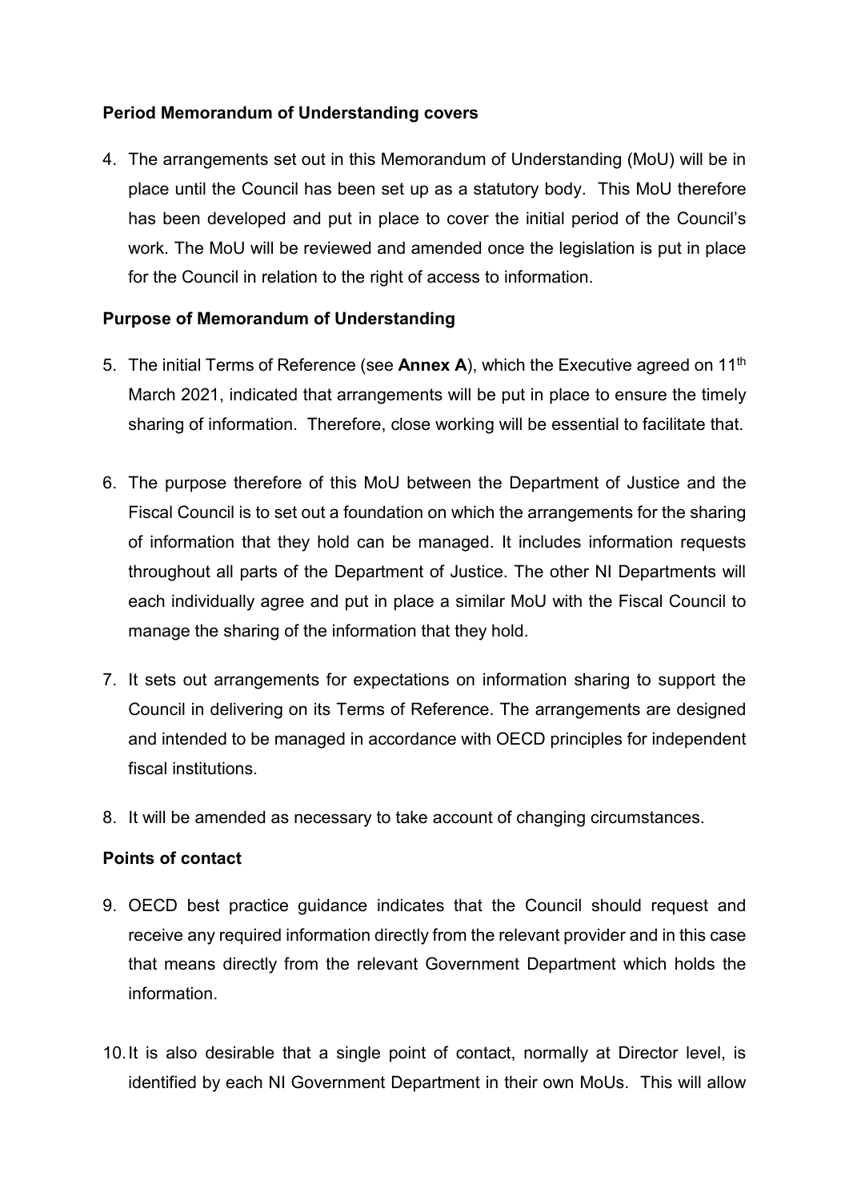**Period Memorandum of Understanding covers**

4. The arrangements set out in this Memorandum of Understanding (MoU) will be in place until the Council has been set up as a statutory body. This MoU therefore has been developed and put in place to cover the initial period of the Council's work. The MoU will be reviewed and amended once the legislation is put in place for the Council in relation to the right of access to information.

**Purpose of Memorandum of Understanding**

5. The initial Terms of Reference (see **Annex A**), which the Executive agreed on 11th March 2021, indicated that arrangements will be put in place to ensure the timely sharing of information. Therefore, close working will be essential to facilitate that.

6. The purpose therefore of this MoU between the Department of Justice and the Fiscal Council is to set out a foundation on which the arrangements for the sharing of information that they hold can be managed. It includes information requests throughout all parts of the Department of Justice. The other NI Departments will each individually agree and put in place a similar MoU with the Fiscal Council to manage the sharing of the information that they hold.

7. It sets out arrangements for expectations on information sharing to support the Council in delivering on its Terms of Reference. The arrangements are designed and intended to be managed in accordance with OECD principles for independent fiscal institutions.

8. It will be amended as necessary to take account of changing circumstances.

**Points of contact**

9. OECD best practice guidance indicates that the Council should request and receive any required information directly from the relevant provider and in this case that means directly from the relevant Government Department which holds the information.

10. It is also desirable that a single point of contact, normally at Director level, is identified by each NI Government Department in their own MoUs. This will allow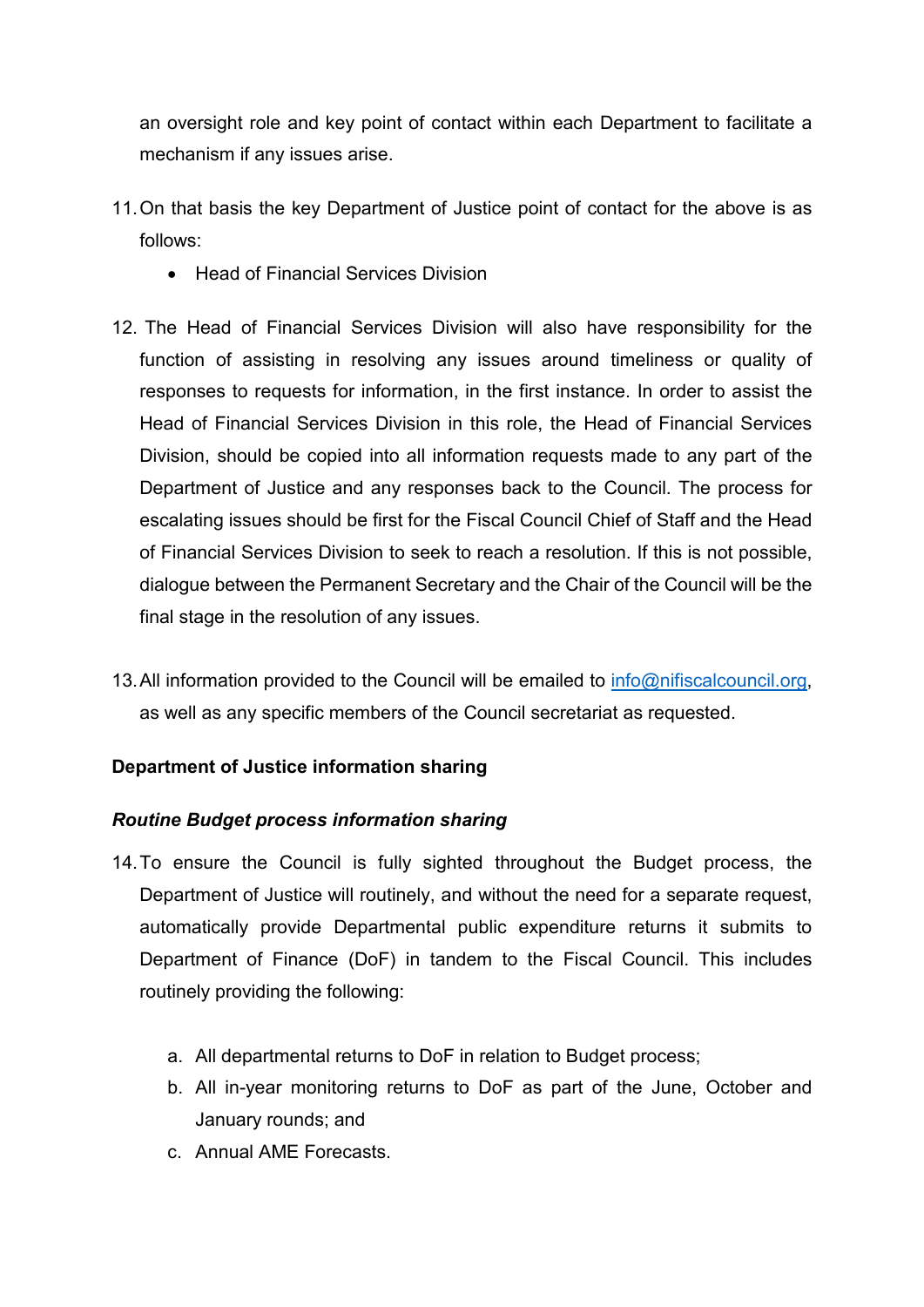an oversight role and key point of contact within each Department to facilitate a mechanism if any issues arise.

11. On that basis the key Department of Justice point of contact for the above is as follows:
    - Head of Financial Services Division

12. The Head of Financial Services Division will also have responsibility for the function of assisting in resolving any issues around timeliness or quality of responses to requests for information, in the first instance. In order to assist the Head of Financial Services Division in this role, the Head of Financial Services Division, should be copied into all information requests made to any part of the Department of Justice and any responses back to the Council. The process for escalating issues should be first for the Fiscal Council Chief of Staff and the Head of Financial Services Division to seek to reach a resolution. If this is not possible, dialogue between the Permanent Secretary and the Chair of the Council will be the final stage in the resolution of any issues.

13. All information provided to the Council will be emailed to info@nifiscalcouncil.org, as well as any specific members of the Council secretariat as requested.

**Department of Justice information sharing**

***Routine Budget process information sharing***

14. To ensure the Council is fully sighted throughout the Budget process, the Department of Justice will routinely, and without the need for a separate request, automatically provide Departmental public expenditure returns it submits to Department of Finance (DoF) in tandem to the Fiscal Council. This includes routinely providing the following:

    a. All departmental returns to DoF in relation to Budget process;
    b. All in-year monitoring returns to DoF as part of the June, October and January rounds; and
    c. Annual AME Forecasts.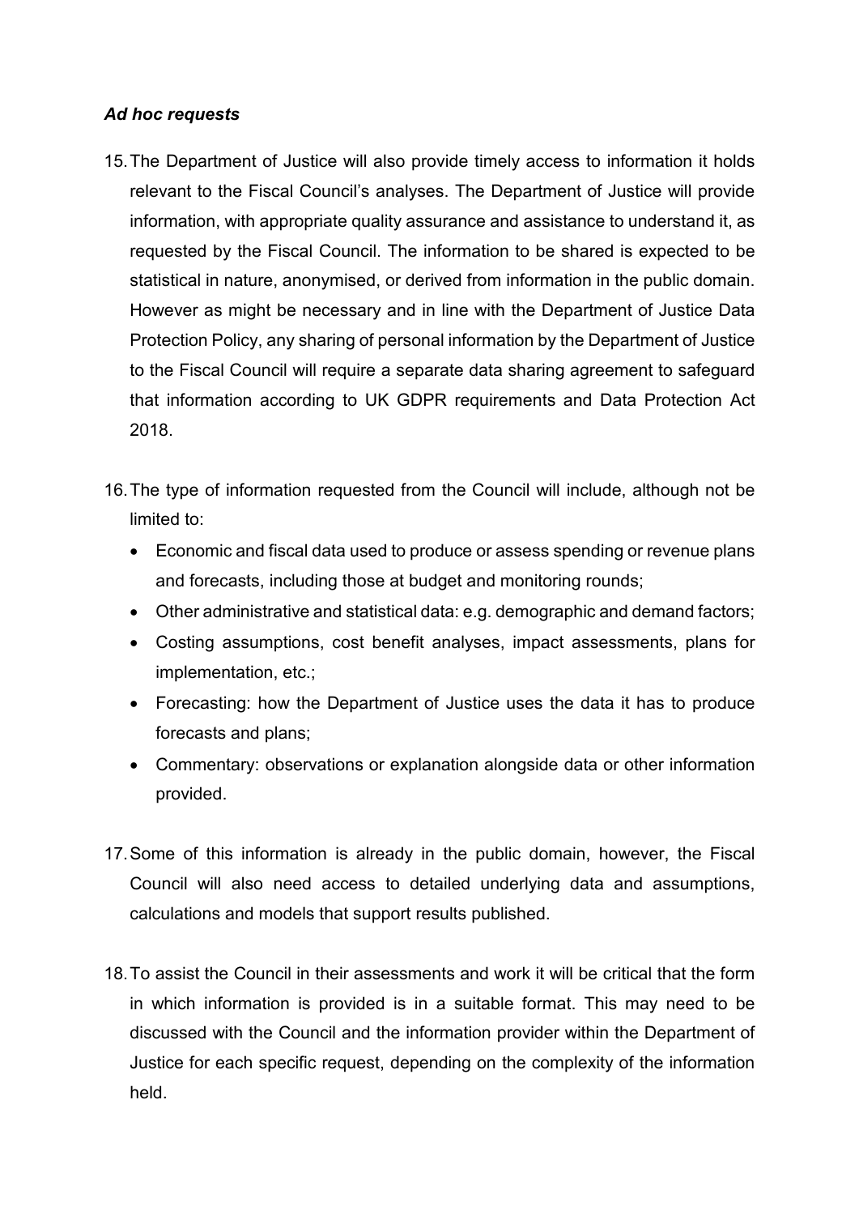### *Ad hoc requests*

15. The Department of Justice will also provide timely access to information it holds relevant to the Fiscal Council's analyses. The Department of Justice will provide information, with appropriate quality assurance and assistance to understand it, as requested by the Fiscal Council. The information to be shared is expected to be statistical in nature, anonymised, or derived from information in the public domain. However as might be necessary and in line with the Department of Justice Data Protection Policy, any sharing of personal information by the Department of Justice to the Fiscal Council will require a separate data sharing agreement to safeguard that information according to UK GDPR requirements and Data Protection Act 2018.

16. The type of information requested from the Council will include, although not be limited to:
    - Economic and fiscal data used to produce or assess spending or revenue plans and forecasts, including those at budget and monitoring rounds;
    - Other administrative and statistical data: e.g. demographic and demand factors;
    - Costing assumptions, cost benefit analyses, impact assessments, plans for implementation, etc.;
    - Forecasting: how the Department of Justice uses the data it has to produce forecasts and plans;
    - Commentary: observations or explanation alongside data or other information provided.

17. Some of this information is already in the public domain, however, the Fiscal Council will also need access to detailed underlying data and assumptions, calculations and models that support results published.

18. To assist the Council in their assessments and work it will be critical that the form in which information is provided is in a suitable format. This may need to be discussed with the Council and the information provider within the Department of Justice for each specific request, depending on the complexity of the information held.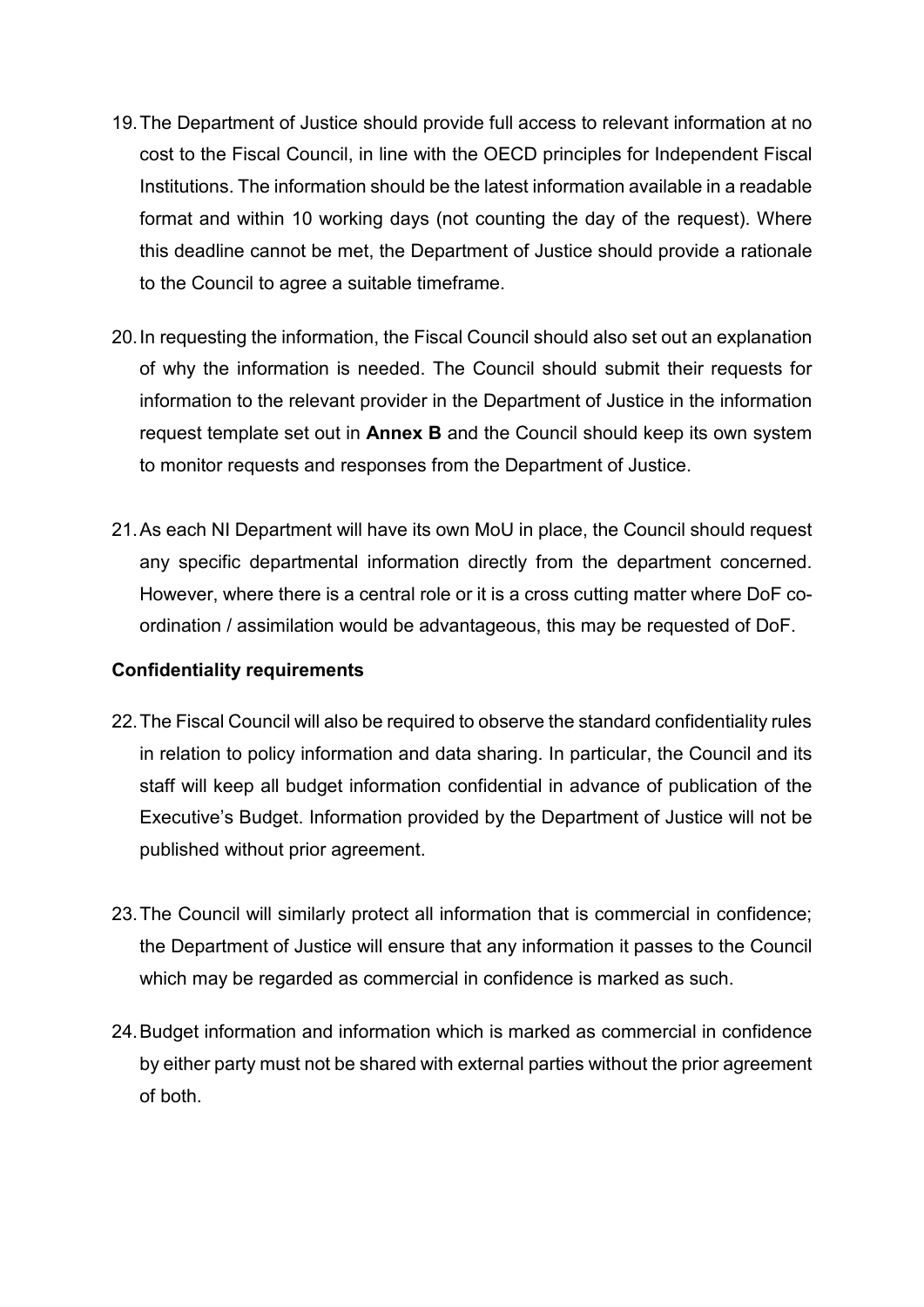19. The Department of Justice should provide full access to relevant information at no cost to the Fiscal Council, in line with the OECD principles for Independent Fiscal Institutions. The information should be the latest information available in a readable format and within 10 working days (not counting the day of the request). Where this deadline cannot be met, the Department of Justice should provide a rationale to the Council to agree a suitable timeframe.

20. In requesting the information, the Fiscal Council should also set out an explanation of why the information is needed. The Council should submit their requests for information to the relevant provider in the Department of Justice in the information request template set out in **Annex B** and the Council should keep its own system to monitor requests and responses from the Department of Justice.

21. As each NI Department will have its own MoU in place, the Council should request any specific departmental information directly from the department concerned. However, where there is a central role or it is a cross cutting matter where DoF co-ordination / assimilation would be advantageous, this may be requested of DoF.

**Confidentiality requirements**

22. The Fiscal Council will also be required to observe the standard confidentiality rules in relation to policy information and data sharing. In particular, the Council and its staff will keep all budget information confidential in advance of publication of the Executive's Budget. Information provided by the Department of Justice will not be published without prior agreement.

23. The Council will similarly protect all information that is commercial in confidence; the Department of Justice will ensure that any information it passes to the Council which may be regarded as commercial in confidence is marked as such.

24. Budget information and information which is marked as commercial in confidence by either party must not be shared with external parties without the prior agreement of both.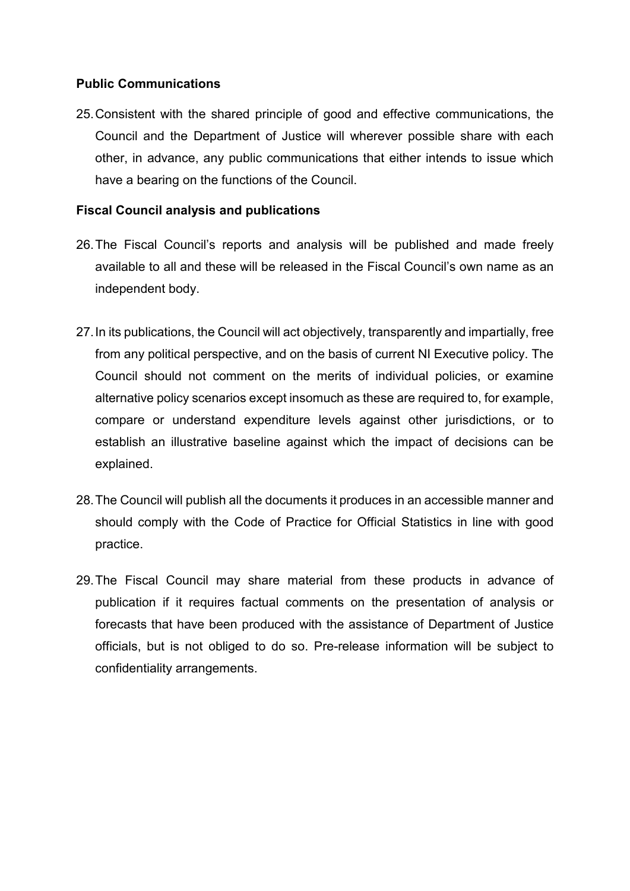**Public Communications**

25. Consistent with the shared principle of good and effective communications, the Council and the Department of Justice will wherever possible share with each other, in advance, any public communications that either intends to issue which have a bearing on the functions of the Council.

**Fiscal Council analysis and publications**

26. The Fiscal Council's reports and analysis will be published and made freely available to all and these will be released in the Fiscal Council's own name as an independent body.

27. In its publications, the Council will act objectively, transparently and impartially, free from any political perspective, and on the basis of current NI Executive policy. The Council should not comment on the merits of individual policies, or examine alternative policy scenarios except insomuch as these are required to, for example, compare or understand expenditure levels against other jurisdictions, or to establish an illustrative baseline against which the impact of decisions can be explained.

28. The Council will publish all the documents it produces in an accessible manner and should comply with the Code of Practice for Official Statistics in line with good practice.

29. The Fiscal Council may share material from these products in advance of publication if it requires factual comments on the presentation of analysis or forecasts that have been produced with the assistance of Department of Justice officials, but is not obliged to do so. Pre-release information will be subject to confidentiality arrangements.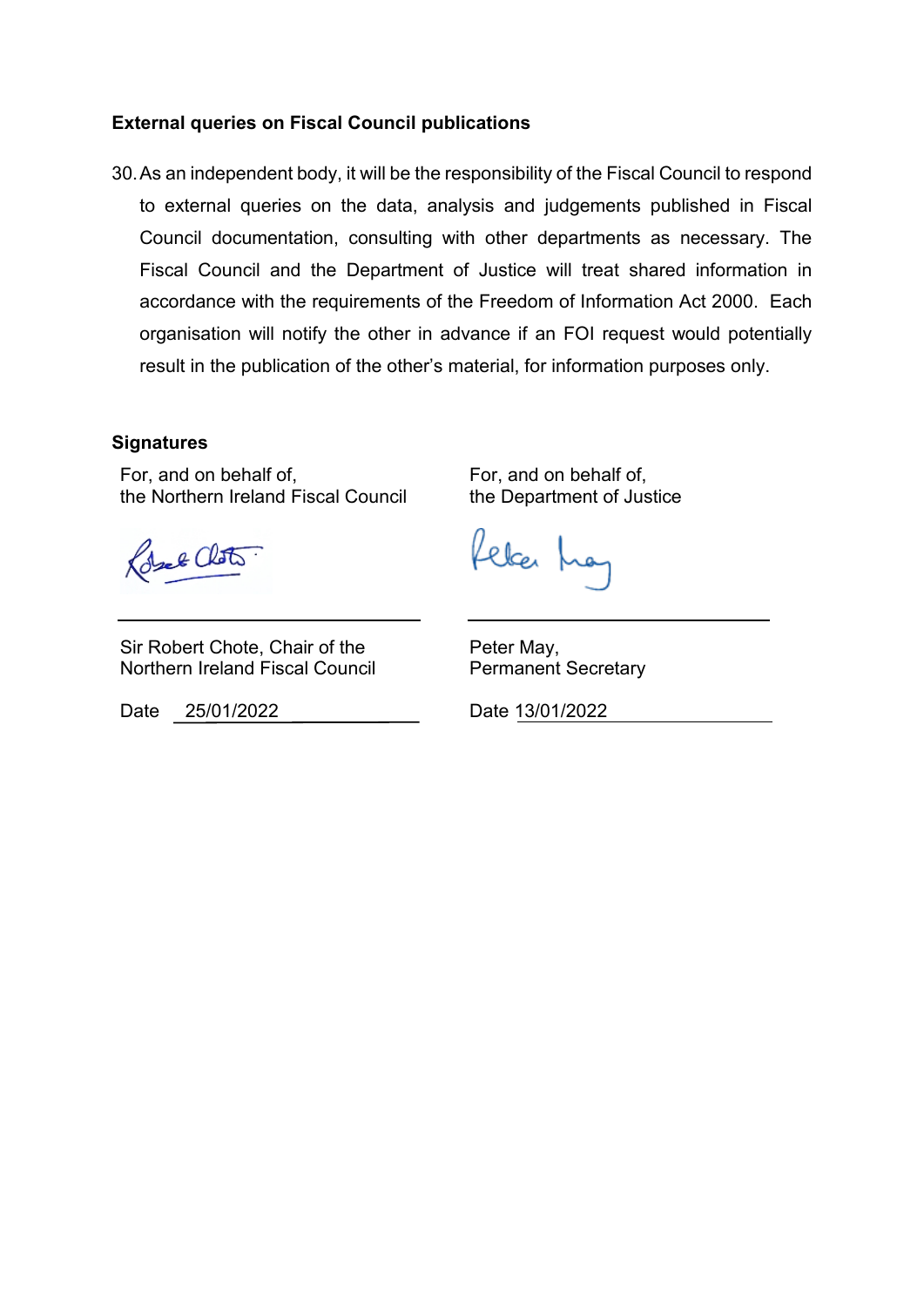**External queries on Fiscal Council publications**

30. As an independent body, it will be the responsibility of the Fiscal Council to respond to external queries on the data, analysis and judgements published in Fiscal Council documentation, consulting with other departments as necessary. The Fiscal Council and the Department of Justice will treat shared information in accordance with the requirements of the Freedom of Information Act 2000. Each organisation will notify the other in advance if an FOI request would potentially result in the publication of the other's material, for information purposes only.

**Signatures**

| For, and on behalf of, the Northern Ireland Fiscal Council | For, and on behalf of, the Department of Justice |
|---|---|
| Sir Robert Chote, Chair of the Northern Ireland Fiscal Council | Peter May, Permanent Secretary |
| Date 25/01/2022 | Date 13/01/2022 |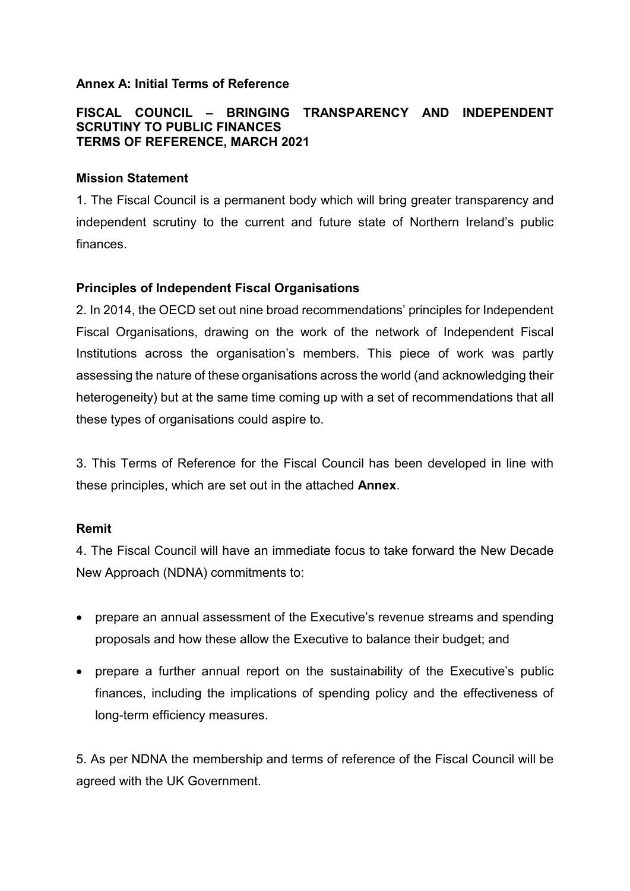**Annex A: Initial Terms of Reference**

**FISCAL COUNCIL – BRINGING TRANSPARENCY AND INDEPENDENT SCRUTINY TO PUBLIC FINANCES**
**TERMS OF REFERENCE, MARCH 2021**

**Mission Statement**

1. The Fiscal Council is a permanent body which will bring greater transparency and independent scrutiny to the current and future state of Northern Ireland's public finances.

**Principles of Independent Fiscal Organisations**

2. In 2014, the OECD set out nine broad recommendations' principles for Independent Fiscal Organisations, drawing on the work of the network of Independent Fiscal Institutions across the organisation's members. This piece of work was partly assessing the nature of these organisations across the world (and acknowledging their heterogeneity) but at the same time coming up with a set of recommendations that all these types of organisations could aspire to.

3. This Terms of Reference for the Fiscal Council has been developed in line with these principles, which are set out in the attached **Annex**.

**Remit**

4. The Fiscal Council will have an immediate focus to take forward the New Decade New Approach (NDNA) commitments to:

- prepare an annual assessment of the Executive's revenue streams and spending proposals and how these allow the Executive to balance their budget; and
- prepare a further annual report on the sustainability of the Executive's public finances, including the implications of spending policy and the effectiveness of long-term efficiency measures.

5. As per NDNA the membership and terms of reference of the Fiscal Council will be agreed with the UK Government.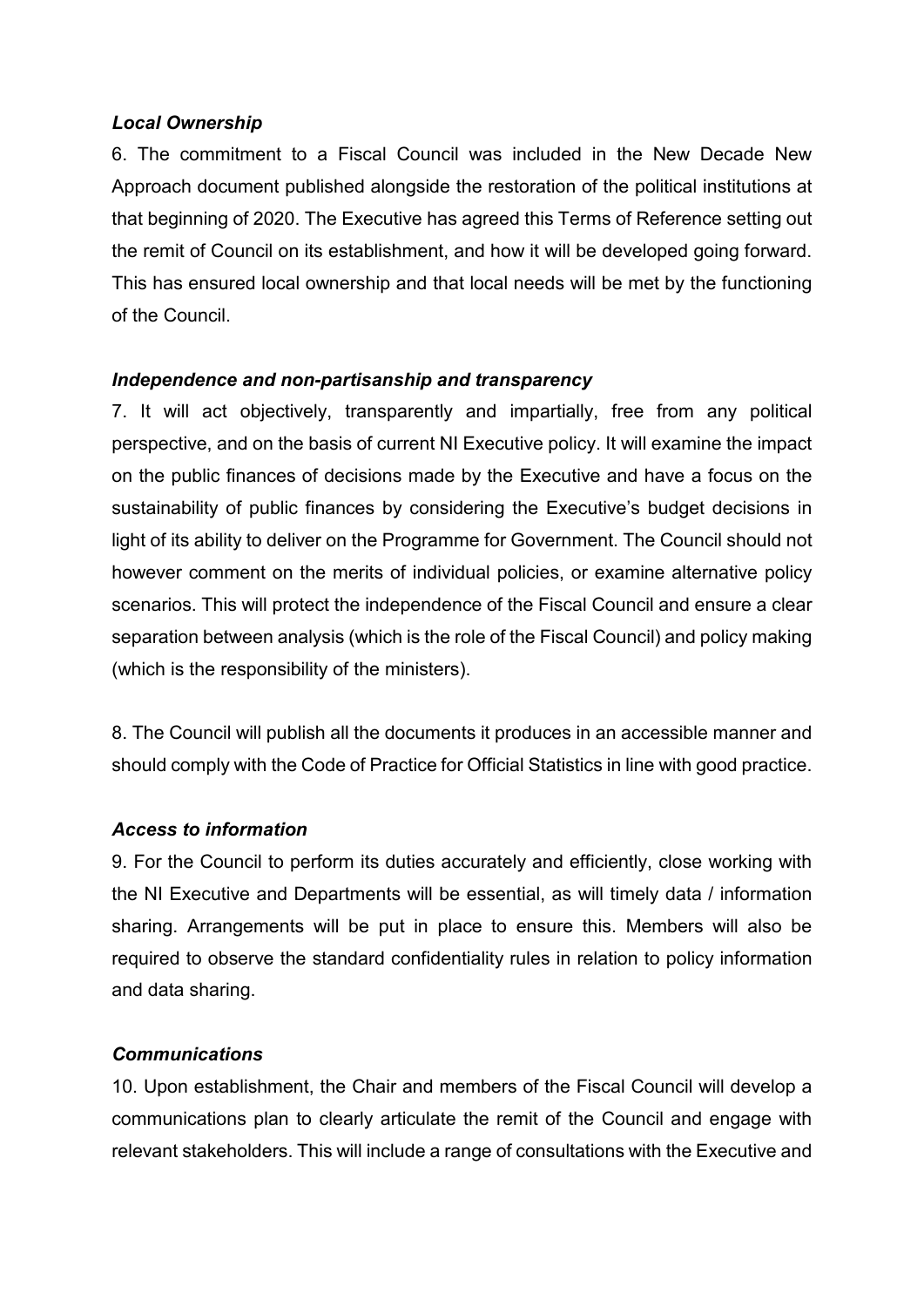***Local Ownership***

6. The commitment to a Fiscal Council was included in the New Decade New Approach document published alongside the restoration of the political institutions at that beginning of 2020. The Executive has agreed this Terms of Reference setting out the remit of Council on its establishment, and how it will be developed going forward. This has ensured local ownership and that local needs will be met by the functioning of the Council.

***Independence and non-partisanship and transparency***

7. It will act objectively, transparently and impartially, free from any political perspective, and on the basis of current NI Executive policy. It will examine the impact on the public finances of decisions made by the Executive and have a focus on the sustainability of public finances by considering the Executive's budget decisions in light of its ability to deliver on the Programme for Government. The Council should not however comment on the merits of individual policies, or examine alternative policy scenarios. This will protect the independence of the Fiscal Council and ensure a clear separation between analysis (which is the role of the Fiscal Council) and policy making (which is the responsibility of the ministers).

8. The Council will publish all the documents it produces in an accessible manner and should comply with the Code of Practice for Official Statistics in line with good practice.

***Access to information***

9. For the Council to perform its duties accurately and efficiently, close working with the NI Executive and Departments will be essential, as will timely data / information sharing. Arrangements will be put in place to ensure this. Members will also be required to observe the standard confidentiality rules in relation to policy information and data sharing.

***Communications***

10. Upon establishment, the Chair and members of the Fiscal Council will develop a communications plan to clearly articulate the remit of the Council and engage with relevant stakeholders. This will include a range of consultations with the Executive and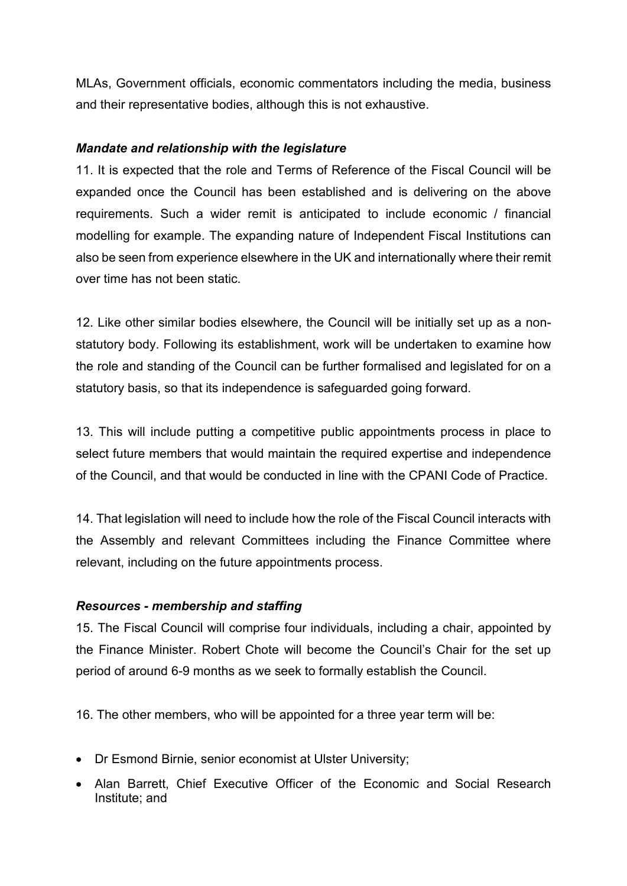MLAs, Government officials, economic commentators including the media, business and their representative bodies, although this is not exhaustive.

### *Mandate and relationship with the legislature*

11. It is expected that the role and Terms of Reference of the Fiscal Council will be expanded once the Council has been established and is delivering on the above requirements. Such a wider remit is anticipated to include economic / financial modelling for example. The expanding nature of Independent Fiscal Institutions can also be seen from experience elsewhere in the UK and internationally where their remit over time has not been static.

12. Like other similar bodies elsewhere, the Council will be initially set up as a non-statutory body. Following its establishment, work will be undertaken to examine how the role and standing of the Council can be further formalised and legislated for on a statutory basis, so that its independence is safeguarded going forward.

13. This will include putting a competitive public appointments process in place to select future members that would maintain the required expertise and independence of the Council, and that would be conducted in line with the CPANI Code of Practice.

14. That legislation will need to include how the role of the Fiscal Council interacts with the Assembly and relevant Committees including the Finance Committee where relevant, including on the future appointments process.

### *Resources - membership and staffing*

15. The Fiscal Council will comprise four individuals, including a chair, appointed by the Finance Minister. Robert Chote will become the Council's Chair for the set up period of around 6-9 months as we seek to formally establish the Council.

16. The other members, who will be appointed for a three year term will be:

- Dr Esmond Birnie, senior economist at Ulster University;
- Alan Barrett, Chief Executive Officer of the Economic and Social Research Institute; and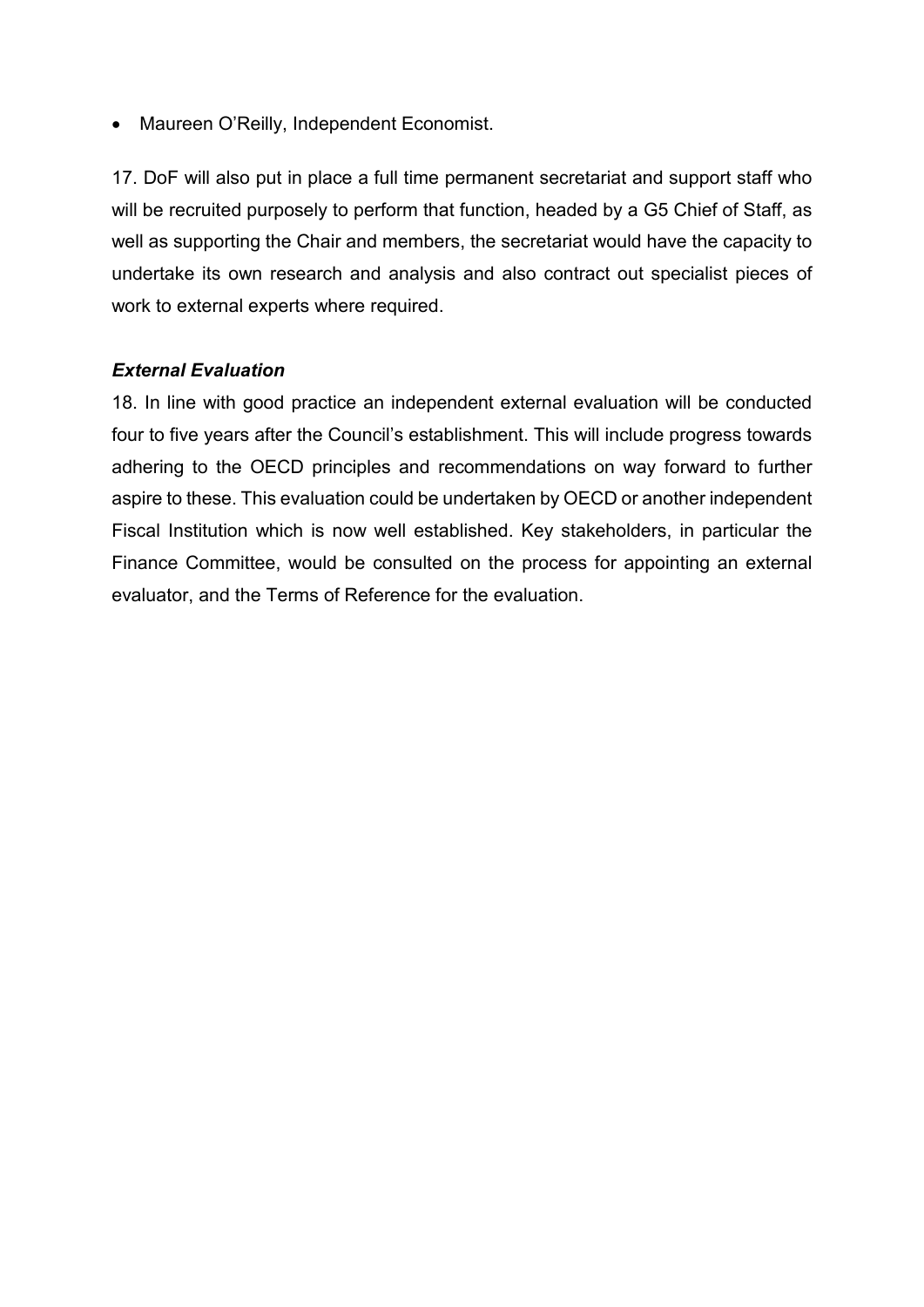- Maureen O'Reilly, Independent Economist.

17. DoF will also put in place a full time permanent secretariat and support staff who will be recruited purposely to perform that function, headed by a G5 Chief of Staff, as well as supporting the Chair and members, the secretariat would have the capacity to undertake its own research and analysis and also contract out specialist pieces of work to external experts where required.

***External Evaluation***

18. In line with good practice an independent external evaluation will be conducted four to five years after the Council's establishment. This will include progress towards adhering to the OECD principles and recommendations on way forward to further aspire to these. This evaluation could be undertaken by OECD or another independent Fiscal Institution which is now well established. Key stakeholders, in particular the Finance Committee, would be consulted on the process for appointing an external evaluator, and the Terms of Reference for the evaluation.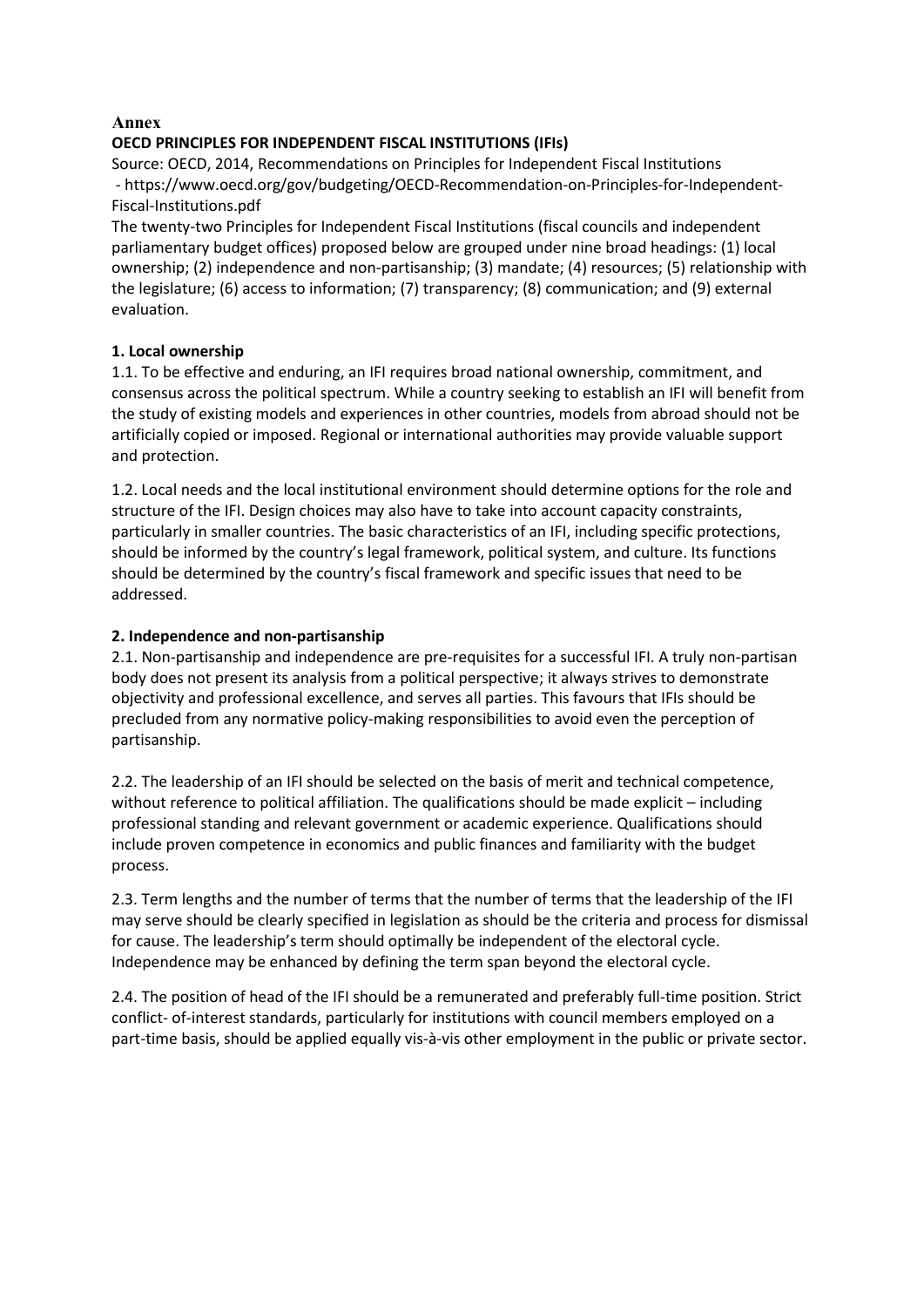**Annex**

**OECD PRINCIPLES FOR INDEPENDENT FISCAL INSTITUTIONS (IFIs)**

Source: OECD, 2014, Recommendations on Principles for Independent Fiscal Institutions - https://www.oecd.org/gov/budgeting/OECD-Recommendation-on-Principles-for-Independent-Fiscal-Institutions.pdf

The twenty-two Principles for Independent Fiscal Institutions (fiscal councils and independent parliamentary budget offices) proposed below are grouped under nine broad headings: (1) local ownership; (2) independence and non-partisanship; (3) mandate; (4) resources; (5) relationship with the legislature; (6) access to information; (7) transparency; (8) communication; and (9) external evaluation.

**1. Local ownership**

1.1. To be effective and enduring, an IFI requires broad national ownership, commitment, and consensus across the political spectrum. While a country seeking to establish an IFI will benefit from the study of existing models and experiences in other countries, models from abroad should not be artificially copied or imposed. Regional or international authorities may provide valuable support and protection.

1.2. Local needs and the local institutional environment should determine options for the role and structure of the IFI. Design choices may also have to take into account capacity constraints, particularly in smaller countries. The basic characteristics of an IFI, including specific protections, should be informed by the country's legal framework, political system, and culture. Its functions should be determined by the country's fiscal framework and specific issues that need to be addressed.

**2. Independence and non-partisanship**

2.1. Non-partisanship and independence are pre-requisites for a successful IFI. A truly non-partisan body does not present its analysis from a political perspective; it always strives to demonstrate objectivity and professional excellence, and serves all parties. This favours that IFIs should be precluded from any normative policy-making responsibilities to avoid even the perception of partisanship.

2.2. The leadership of an IFI should be selected on the basis of merit and technical competence, without reference to political affiliation. The qualifications should be made explicit – including professional standing and relevant government or academic experience. Qualifications should include proven competence in economics and public finances and familiarity with the budget process.

2.3. Term lengths and the number of terms that the number of terms that the leadership of the IFI may serve should be clearly specified in legislation as should be the criteria and process for dismissal for cause. The leadership's term should optimally be independent of the electoral cycle. Independence may be enhanced by defining the term span beyond the electoral cycle.

2.4. The position of head of the IFI should be a remunerated and preferably full-time position. Strict conflict- of-interest standards, particularly for institutions with council members employed on a part-time basis, should be applied equally vis-à-vis other employment in the public or private sector.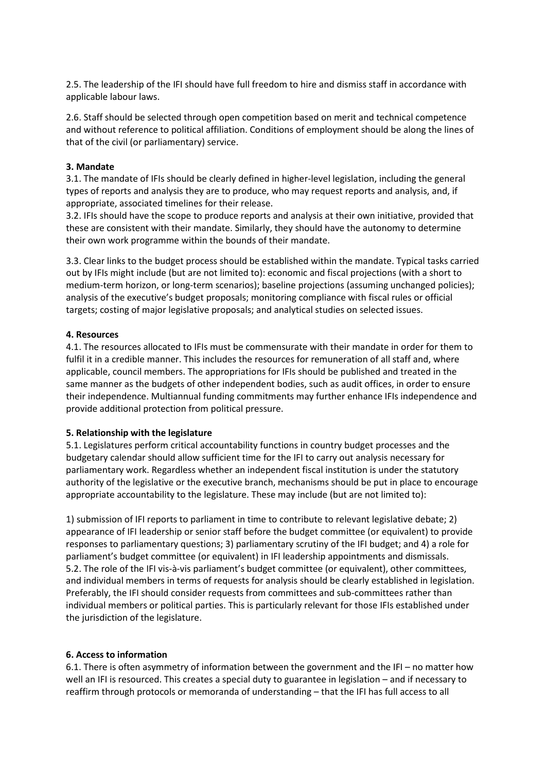2.5. The leadership of the IFI should have full freedom to hire and dismiss staff in accordance with applicable labour laws.

2.6. Staff should be selected through open competition based on merit and technical competence and without reference to political affiliation. Conditions of employment should be along the lines of that of the civil (or parliamentary) service.

**3. Mandate**

3.1. The mandate of IFIs should be clearly defined in higher-level legislation, including the general types of reports and analysis they are to produce, who may request reports and analysis, and, if appropriate, associated timelines for their release.

3.2. IFIs should have the scope to produce reports and analysis at their own initiative, provided that these are consistent with their mandate. Similarly, they should have the autonomy to determine their own work programme within the bounds of their mandate.

3.3. Clear links to the budget process should be established within the mandate. Typical tasks carried out by IFIs might include (but are not limited to): economic and fiscal projections (with a short to medium-term horizon, or long-term scenarios); baseline projections (assuming unchanged policies); analysis of the executive's budget proposals; monitoring compliance with fiscal rules or official targets; costing of major legislative proposals; and analytical studies on selected issues.

**4. Resources**

4.1. The resources allocated to IFIs must be commensurate with their mandate in order for them to fulfil it in a credible manner. This includes the resources for remuneration of all staff and, where applicable, council members. The appropriations for IFIs should be published and treated in the same manner as the budgets of other independent bodies, such as audit offices, in order to ensure their independence. Multiannual funding commitments may further enhance IFIs independence and provide additional protection from political pressure.

**5. Relationship with the legislature**

5.1. Legislatures perform critical accountability functions in country budget processes and the budgetary calendar should allow sufficient time for the IFI to carry out analysis necessary for parliamentary work. Regardless whether an independent fiscal institution is under the statutory authority of the legislative or the executive branch, mechanisms should be put in place to encourage appropriate accountability to the legislature. These may include (but are not limited to):

1) submission of IFI reports to parliament in time to contribute to relevant legislative debate; 2) appearance of IFI leadership or senior staff before the budget committee (or equivalent) to provide responses to parliamentary questions; 3) parliamentary scrutiny of the IFI budget; and 4) a role for parliament's budget committee (or equivalent) in IFI leadership appointments and dismissals.

5.2. The role of the IFI vis-à-vis parliament's budget committee (or equivalent), other committees, and individual members in terms of requests for analysis should be clearly established in legislation. Preferably, the IFI should consider requests from committees and sub-committees rather than individual members or political parties. This is particularly relevant for those IFIs established under the jurisdiction of the legislature.

**6. Access to information**

6.1. There is often asymmetry of information between the government and the IFI – no matter how well an IFI is resourced. This creates a special duty to guarantee in legislation – and if necessary to reaffirm through protocols or memoranda of understanding – that the IFI has full access to all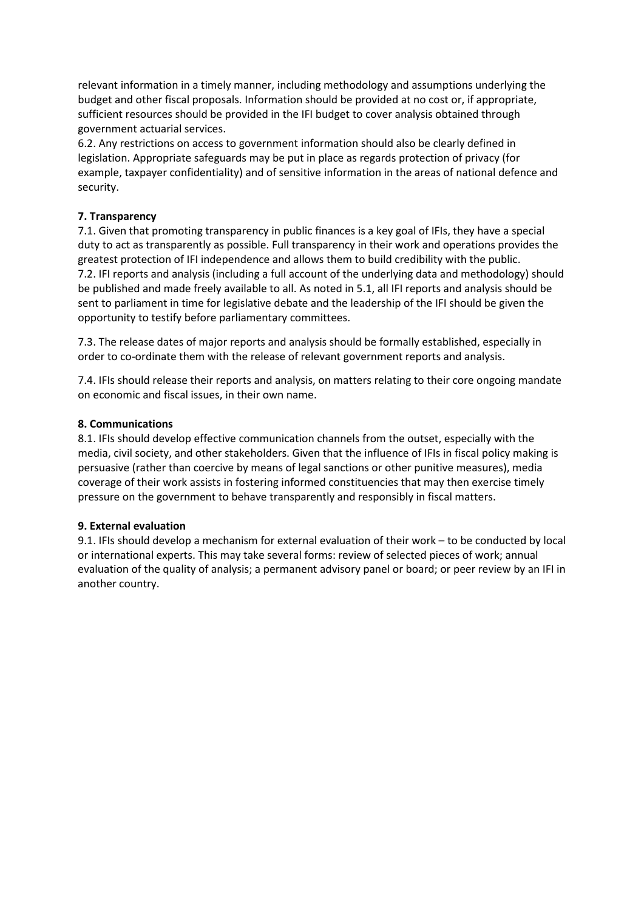relevant information in a timely manner, including methodology and assumptions underlying the budget and other fiscal proposals. Information should be provided at no cost or, if appropriate, sufficient resources should be provided in the IFI budget to cover analysis obtained through government actuarial services.

6.2. Any restrictions on access to government information should also be clearly defined in legislation. Appropriate safeguards may be put in place as regards protection of privacy (for example, taxpayer confidentiality) and of sensitive information in the areas of national defence and security.

**7. Transparency**

7.1. Given that promoting transparency in public finances is a key goal of IFIs, they have a special duty to act as transparently as possible. Full transparency in their work and operations provides the greatest protection of IFI independence and allows them to build credibility with the public.

7.2. IFI reports and analysis (including a full account of the underlying data and methodology) should be published and made freely available to all. As noted in 5.1, all IFI reports and analysis should be sent to parliament in time for legislative debate and the leadership of the IFI should be given the opportunity to testify before parliamentary committees.

7.3. The release dates of major reports and analysis should be formally established, especially in order to co-ordinate them with the release of relevant government reports and analysis.

7.4. IFIs should release their reports and analysis, on matters relating to their core ongoing mandate on economic and fiscal issues, in their own name.

**8. Communications**

8.1. IFIs should develop effective communication channels from the outset, especially with the media, civil society, and other stakeholders. Given that the influence of IFIs in fiscal policy making is persuasive (rather than coercive by means of legal sanctions or other punitive measures), media coverage of their work assists in fostering informed constituencies that may then exercise timely pressure on the government to behave transparently and responsibly in fiscal matters.

**9. External evaluation**

9.1. IFIs should develop a mechanism for external evaluation of their work – to be conducted by local or international experts. This may take several forms: review of selected pieces of work; annual evaluation of the quality of analysis; a permanent advisory panel or board; or peer review by an IFI in another country.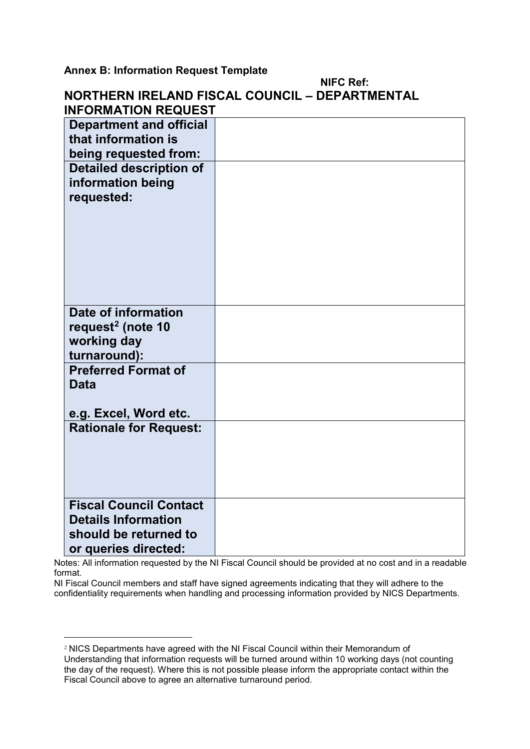**Annex B: Information Request Template**

**NIFC Ref:**

## NORTHERN IRELAND FISCAL COUNCIL – DEPARTMENTAL INFORMATION REQUEST

| | |
|---|---|
| **Department and official that information is being requested from:** | |
| **Detailed description of information being requested:** | |
| **Date of information request[2] (note 10 working day turnaround):** | |
| **Preferred Format of Data**<br><br>**e.g. Excel, Word etc.** | |
| **Rationale for Request:** | |
| **Fiscal Council Contact Details Information should be returned to or queries directed:** | |

Notes: All information requested by the NI Fiscal Council should be provided at no cost and in a readable format.

NI Fiscal Council members and staff have signed agreements indicating that they will adhere to the confidentiality requirements when handling and processing information provided by NICS Departments.

[2] NICS Departments have agreed with the NI Fiscal Council within their Memorandum of Understanding that information requests will be turned around within 10 working days (not counting the day of the request). Where this is not possible please inform the appropriate contact within the Fiscal Council above to agree an alternative turnaround period.